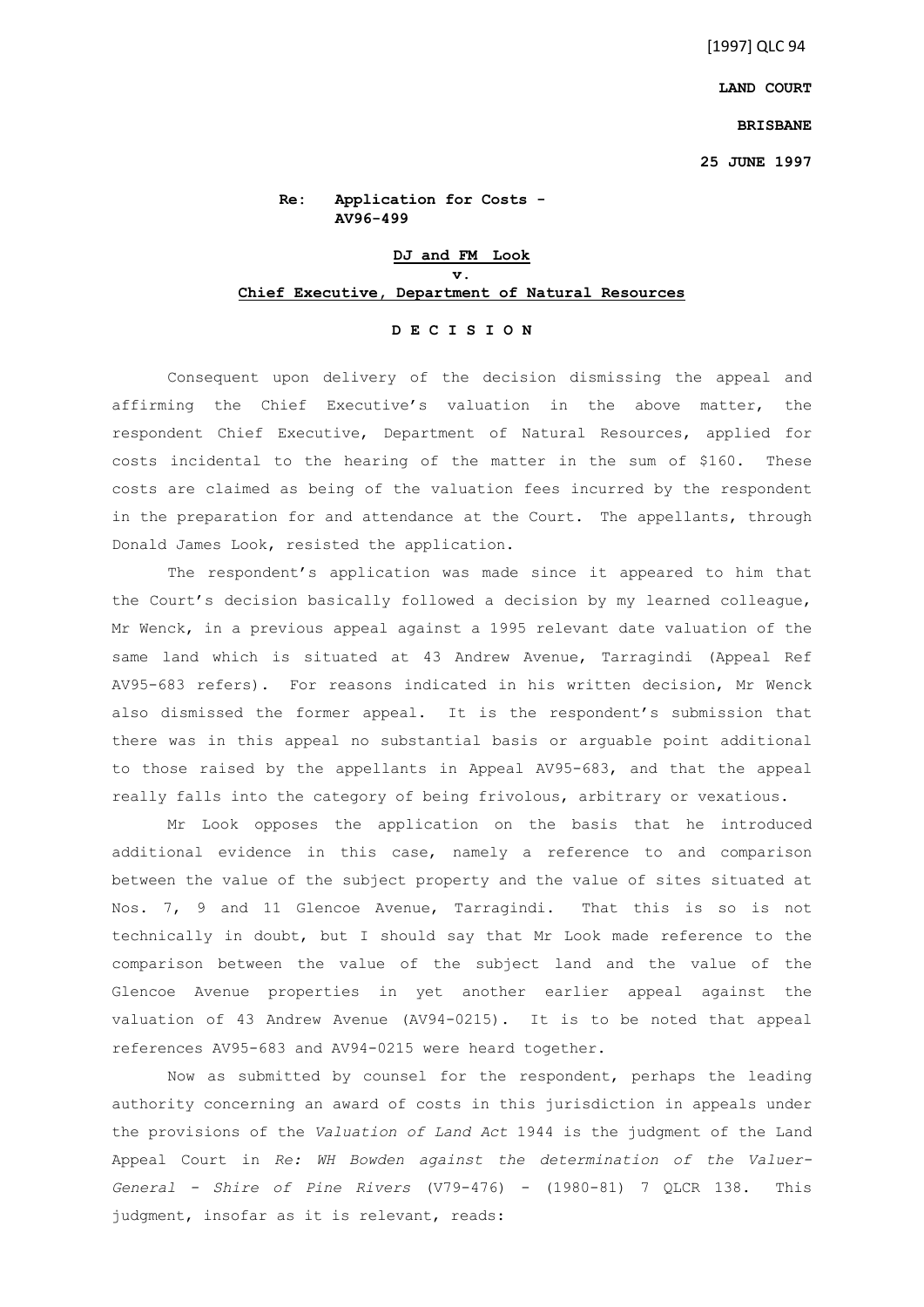[1997] QLC 94

**LAND COURT**

**BRISBANE**

**25 JUNE 1997**

**Re: Application for Costs - AV96-499**

**DJ and FM Look**
**v.**
**Chief Executive, Department of Natural Resources**

**D E C I S I O N**

Consequent upon delivery of the decision dismissing the appeal and affirming the Chief Executive's valuation in the above matter, the respondent Chief Executive, Department of Natural Resources, applied for costs incidental to the hearing of the matter in the sum of $160. These costs are claimed as being of the valuation fees incurred by the respondent in the preparation for and attendance at the Court. The appellants, through Donald James Look, resisted the application.

The respondent's application was made since it appeared to him that the Court's decision basically followed a decision by my learned colleague, Mr Wenck, in a previous appeal against a 1995 relevant date valuation of the same land which is situated at 43 Andrew Avenue, Tarragindi (Appeal Ref AV95-683 refers). For reasons indicated in his written decision, Mr Wenck also dismissed the former appeal. It is the respondent's submission that there was in this appeal no substantial basis or arguable point additional to those raised by the appellants in Appeal AV95-683, and that the appeal really falls into the category of being frivolous, arbitrary or vexatious.

Mr Look opposes the application on the basis that he introduced additional evidence in this case, namely a reference to and comparison between the value of the subject property and the value of sites situated at Nos. 7, 9 and 11 Glencoe Avenue, Tarragindi. That this is so is not technically in doubt, but I should say that Mr Look made reference to the comparison between the value of the subject land and the value of the Glencoe Avenue properties in yet another earlier appeal against the valuation of 43 Andrew Avenue (AV94-0215). It is to be noted that appeal references AV95-683 and AV94-0215 were heard together.

Now as submitted by counsel for the respondent, perhaps the leading authority concerning an award of costs in this jurisdiction in appeals under the provisions of the *Valuation of Land Act* 1944 is the judgment of the Land Appeal Court in *Re: WH Bowden against the determination of the Valuer-General - Shire of Pine Rivers* (V79-476) - (1980-81) 7 QLCR 138. This judgment, insofar as it is relevant, reads: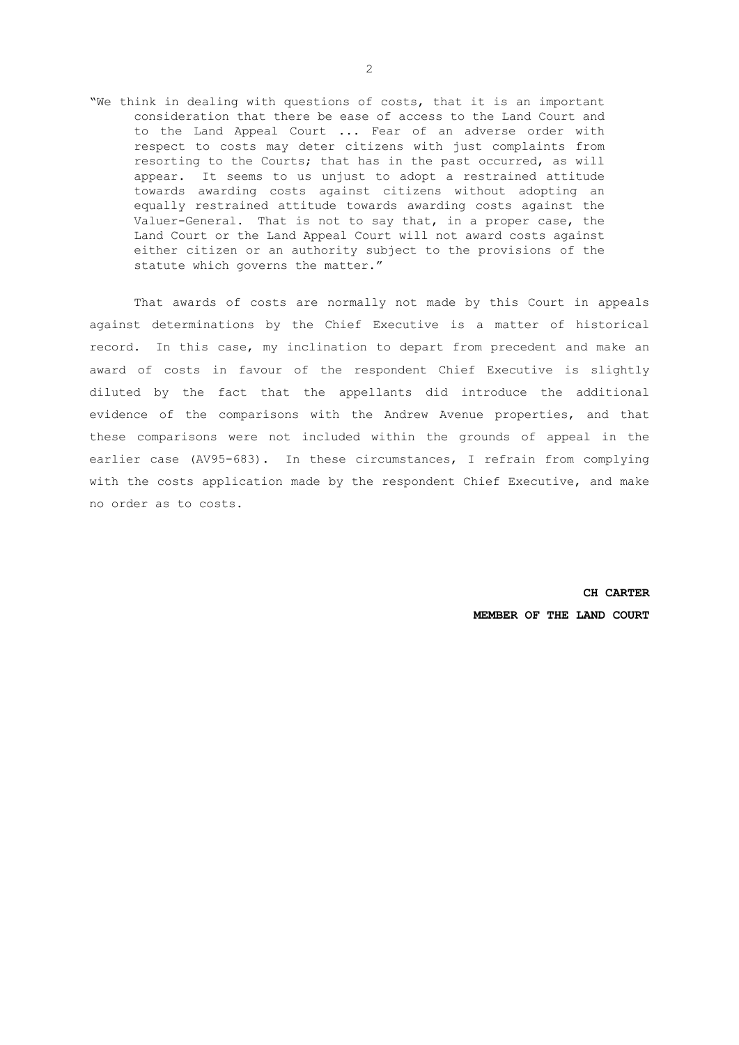> "We think in dealing with questions of costs, that it is an important consideration that there be ease of access to the Land Court and to the Land Appeal Court ... Fear of an adverse order with respect to costs may deter citizens with just complaints from resorting to the Courts; that has in the past occurred, as will appear. It seems to us unjust to adopt a restrained attitude towards awarding costs against citizens without adopting an equally restrained attitude towards awarding costs against the Valuer-General. That is not to say that, in a proper case, the Land Court or the Land Appeal Court will not award costs against either citizen or an authority subject to the provisions of the statute which governs the matter."

That awards of costs are normally not made by this Court in appeals against determinations by the Chief Executive is a matter of historical record. In this case, my inclination to depart from precedent and make an award of costs in favour of the respondent Chief Executive is slightly diluted by the fact that the appellants did introduce the additional evidence of the comparisons with the Andrew Avenue properties, and that these comparisons were not included within the grounds of appeal in the earlier case (AV95-683). In these circumstances, I refrain from complying with the costs application made by the respondent Chief Executive, and make no order as to costs.

**CH CARTER**

**MEMBER OF THE LAND COURT**